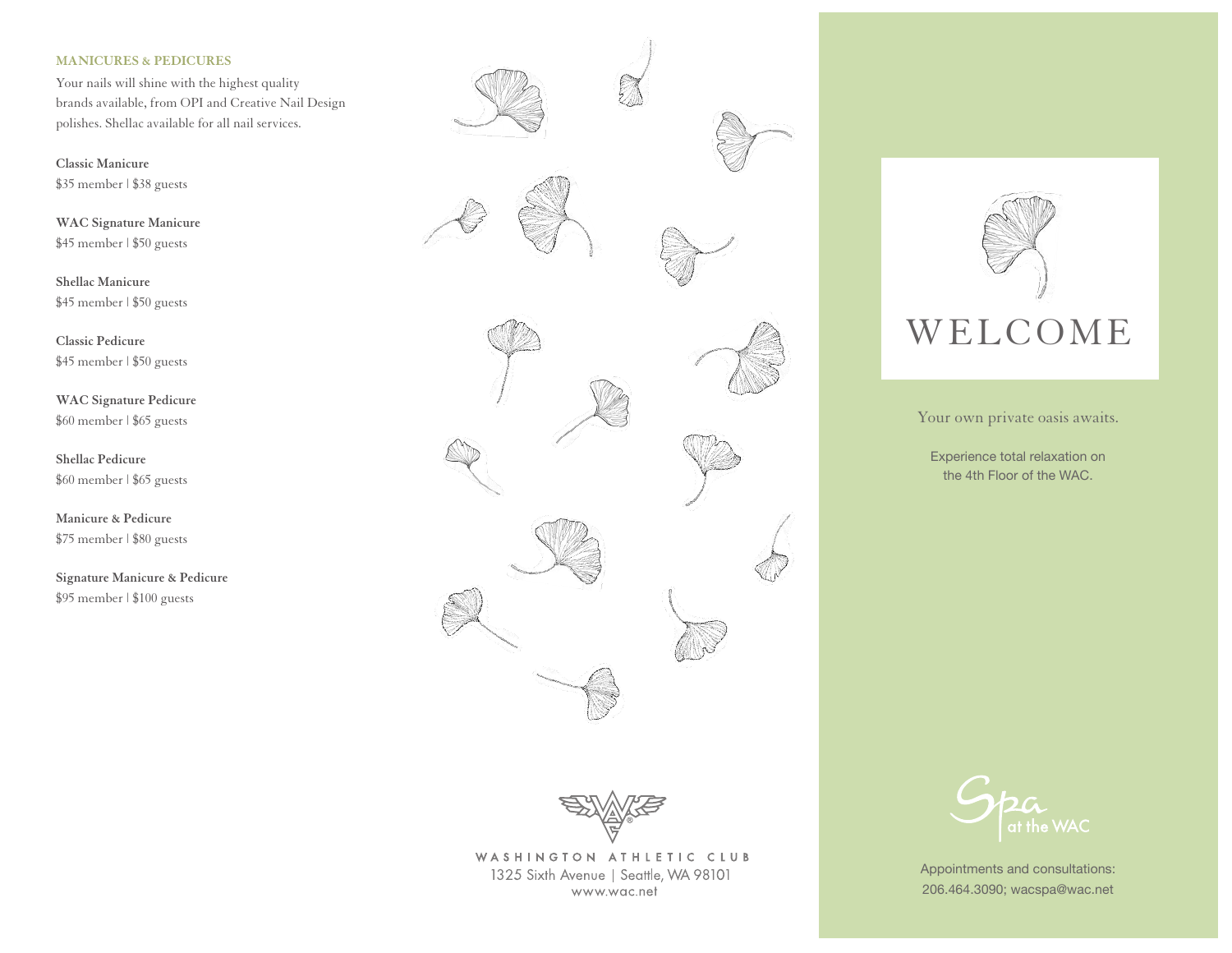## MANICURES & PEDICURES

Your nails will shine with the highest quality brands available, from OPI and Creative Nail Design polishes. Shellac available for all nail services.

**Classic Manicure**
$35 member | $38 guests

**WAC Signature Manicure**
$45 member | $50 guests

**Shellac Manicure**
$45 member | $50 guests

**Classic Pedicure**
$45 member | $50 guests

**WAC Signature Pedicure**
$60 member | $65 guests

**Shellac Pedicure**
$60 member | $65 guests

**Manicure & Pedicure**
$75 member | $80 guests

**Signature Manicure & Pedicure**
$95 member | $100 guests

WASHINGTON ATHLETIC CLUB
1325 Sixth Avenue | Seattle, WA 98101
www.wac.net

# WELCOME

Your own private oasis awaits.

Experience total relaxation on the 4th Floor of the WAC.

Spa at the WAC

Appointments and consultations:
206.464.3090; wacspa@wac.net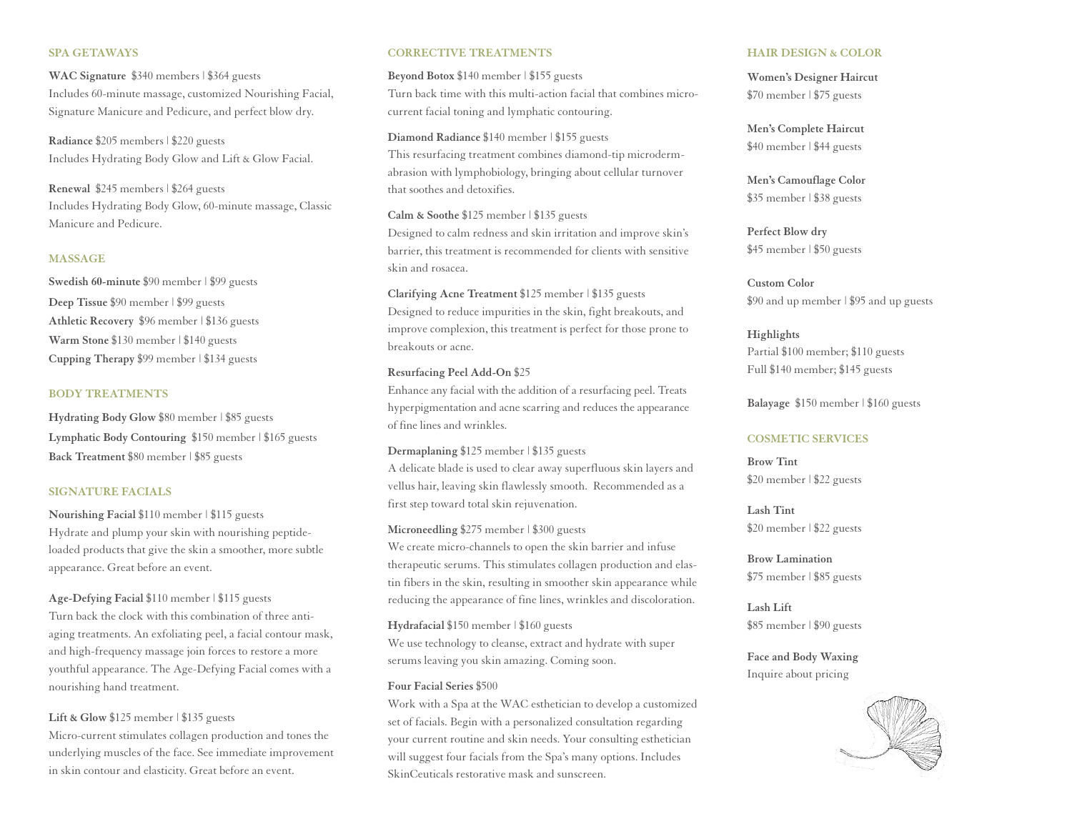## SPA GETAWAYS

**WAC Signature** $340 members | $364 guests
Includes 60-minute massage, customized Nourishing Facial, Signature Manicure and Pedicure, and perfect blow dry.

**Radiance** $205 members | $220 guests
Includes Hydrating Body Glow and Lift & Glow Facial.

**Renewal** $245 members | $264 guests
Includes Hydrating Body Glow, 60-minute massage, Classic Manicure and Pedicure.

## MASSAGE

**Swedish 60-minute** $90 member | $99 guests
**Deep Tissue** $90 member | $99 guests
**Athletic Recovery** $96 member | $136 guests
**Warm Stone** $130 member | $140 guests
**Cupping Therapy** $99 member | $134 guests

## BODY TREATMENTS

**Hydrating Body Glow** $80 member | $85 guests
**Lymphatic Body Contouring** $150 member | $165 guests
**Back Treatment** $80 member | $85 guests

## SIGNATURE FACIALS

**Nourishing Facial** $110 member | $115 guests
Hydrate and plump your skin with nourishing peptide-loaded products that give the skin a smoother, more subtle appearance. Great before an event.

**Age-Defying Facial** $110 member | $115 guests
Turn back the clock with this combination of three anti-aging treatments. An exfoliating peel, a facial contour mask, and high-frequency massage join forces to restore a more youthful appearance. The Age-Defying Facial comes with a nourishing hand treatment.

**Lift & Glow** $125 member | $135 guests
Micro-current stimulates collagen production and tones the underlying muscles of the face. See immediate improvement in skin contour and elasticity. Great before an event.

## CORRECTIVE TREATMENTS

**Beyond Botox** $140 member | $155 guests
Turn back time with this multi-action facial that combines micro-current facial toning and lymphatic contouring.

**Diamond Radiance** $140 member | $155 guests
This resurfacing treatment combines diamond-tip microdermabrasion with lymphobiology, bringing about cellular turnover that soothes and detoxifies.

**Calm & Soothe** $125 member | $135 guests
Designed to calm redness and skin irritation and improve skin's barrier, this treatment is recommended for clients with sensitive skin and rosacea.

**Clarifying Acne Treatment** $125 member | $135 guests
Designed to reduce impurities in the skin, fight breakouts, and improve complexion, this treatment is perfect for those prone to breakouts or acne.

**Resurfacing Peel Add-On** $25
Enhance any facial with the addition of a resurfacing peel. Treats hyperpigmentation and acne scarring and reduces the appearance of fine lines and wrinkles.

**Dermaplaning** $125 member | $135 guests
A delicate blade is used to clear away superfluous skin layers and vellus hair, leaving skin flawlessly smooth. Recommended as a first step toward total skin rejuvenation.

**Microneedling** $275 member | $300 guests
We create micro-channels to open the skin barrier and infuse therapeutic serums. This stimulates collagen production and elastin fibers in the skin, resulting in smoother skin appearance while reducing the appearance of fine lines, wrinkles and discoloration.

**Hydrafacial** $150 member | $160 guests
We use technology to cleanse, extract and hydrate with super serums leaving you skin amazing. Coming soon.

**Four Facial Series** $500
Work with a Spa at the WAC esthetician to develop a customized set of facials. Begin with a personalized consultation regarding your current routine and skin needs. Your consulting esthetician will suggest four facials from the Spa's many options. Includes SkinCeuticals restorative mask and sunscreen.

## HAIR DESIGN & COLOR

**Women's Designer Haircut**
$70 member | $75 guests

**Men's Complete Haircut**
$40 member | $44 guests

**Men's Camouflage Color**
$35 member | $38 guests

**Perfect Blow dry**
$45 member | $50 guests

**Custom Color**
$90 and up member | $95 and up guests

**Highlights**
Partial $100 member; $110 guests
Full $140 member; $145 guests

**Balayage** $150 member | $160 guests

## COSMETIC SERVICES

**Brow Tint**
$20 member | $22 guests

**Lash Tint**
$20 member | $22 guests

**Brow Lamination**
$75 member | $85 guests

**Lash Lift**
$85 member | $90 guests

**Face and Body Waxing**
Inquire about pricing